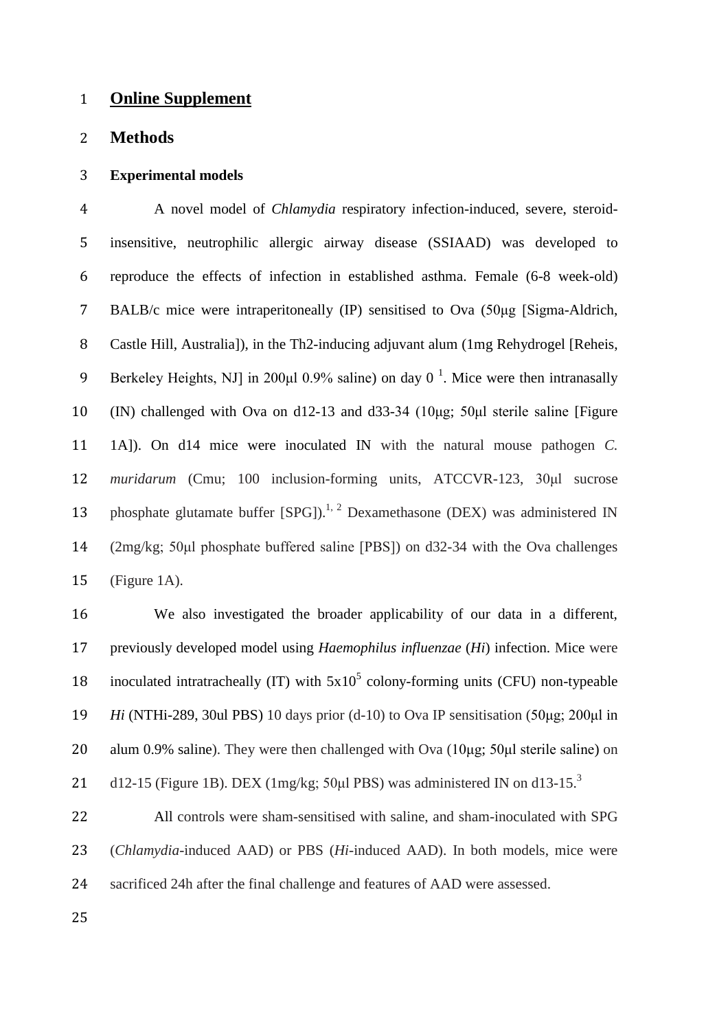# Online Supplement

## Methods

### Experimental models

A novel model of *Chlamydia* respiratory infection-induced, severe, steroid-insensitive, neutrophilic allergic airway disease (SSIAAD) was developed to reproduce the effects of infection in established asthma. Female (6-8 week-old) BALB/c mice were intraperitoneally (IP) sensitised to Ova (50μg [Sigma-Aldrich, Castle Hill, Australia]), in the Th2-inducing adjuvant alum (1mg Rehydrogel [Reheis, Berkeley Heights, NJ] in 200μl 0.9% saline) on day 0 [1]. Mice were then intranasally (IN) challenged with Ova on d12-13 and d33-34 (10μg; 50μl sterile saline [Figure 1A]). On d14 mice were inoculated IN with the natural mouse pathogen *C. muridarum* (Cmu; 100 inclusion-forming units, ATCCVR-123, 30μl sucrose phosphate glutamate buffer [SPG]).[1, 2] Dexamethasone (DEX) was administered IN (2mg/kg; 50μl phosphate buffered saline [PBS]) on d32-34 with the Ova challenges (Figure 1A).

We also investigated the broader applicability of our data in a different, previously developed model using *Haemophilus influenzae* (*Hi*) infection. Mice were inoculated intratracheally (IT) with $5x10^5$ colony-forming units (CFU) non-typeable *Hi* (NTHi-289, 30ul PBS) 10 days prior (d-10) to Ova IP sensitisation (50μg; 200μl in alum 0.9% saline). They were then challenged with Ova (10μg; 50μl sterile saline) on d12-15 (Figure 1B). DEX (1mg/kg; 50μl PBS) was administered IN on d13-15.[3]

All controls were sham-sensitised with saline, and sham-inoculated with SPG (*Chlamydia*-induced AAD) or PBS (*Hi*-induced AAD). In both models, mice were sacrificed 24h after the final challenge and features of AAD were assessed.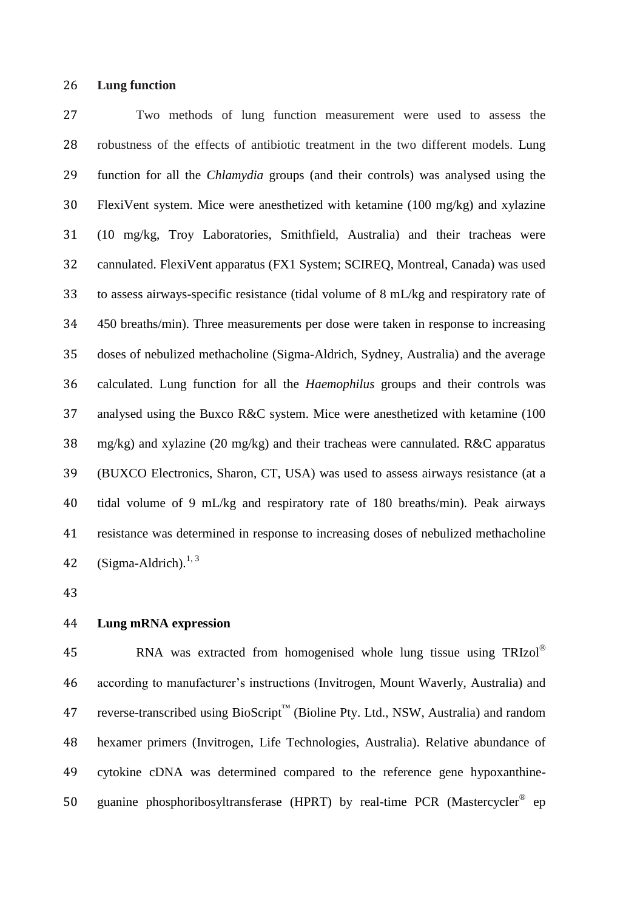**Lung function**

Two methods of lung function measurement were used to assess the robustness of the effects of antibiotic treatment in the two different models. Lung function for all the *Chlamydia* groups (and their controls) was analysed using the FlexiVent system. Mice were anesthetized with ketamine (100 mg/kg) and xylazine (10 mg/kg, Troy Laboratories, Smithfield, Australia) and their tracheas were cannulated. FlexiVent apparatus (FX1 System; SCIREQ, Montreal, Canada) was used to assess airways-specific resistance (tidal volume of 8 mL/kg and respiratory rate of 450 breaths/min). Three measurements per dose were taken in response to increasing doses of nebulized methacholine (Sigma-Aldrich, Sydney, Australia) and the average calculated. Lung function for all the *Haemophilus* groups and their controls was analysed using the Buxco R&C system. Mice were anesthetized with ketamine (100 mg/kg) and xylazine (20 mg/kg) and their tracheas were cannulated. R&C apparatus (BUXCO Electronics, Sharon, CT, USA) was used to assess airways resistance (at a tidal volume of 9 mL/kg and respiratory rate of 180 breaths/min). Peak airways resistance was determined in response to increasing doses of nebulized methacholine (Sigma-Aldrich).[1, 3]

**Lung mRNA expression**

RNA was extracted from homogenised whole lung tissue using TRIzol® according to manufacturer's instructions (Invitrogen, Mount Waverly, Australia) and reverse-transcribed using BioScript™ (Bioline Pty. Ltd., NSW, Australia) and random hexamer primers (Invitrogen, Life Technologies, Australia). Relative abundance of cytokine cDNA was determined compared to the reference gene hypoxanthine-guanine phosphoribosyltransferase (HPRT) by real-time PCR (Mastercycler® ep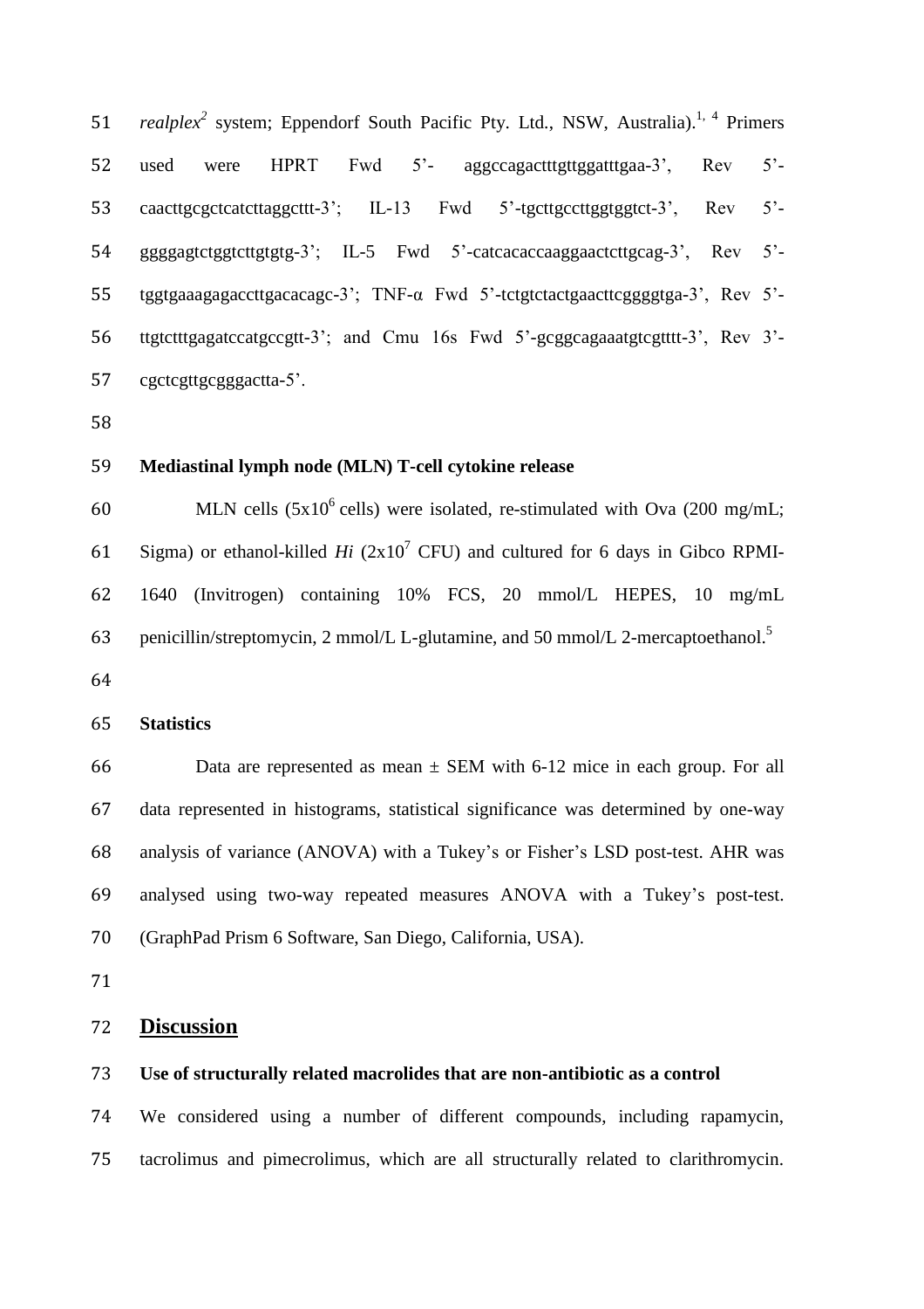*realplex*$^2$ system; Eppendorf South Pacific Pty. Ltd., NSW, Australia).[1, 4] Primers used were HPRT Fwd 5'- aggccagactttgttggatttgaa-3', Rev 5'-caacttgcgctcatcttaggcttt-3'; IL-13 Fwd 5'-tgcttgccttggtggtct-3', Rev 5'-ggggagtctggtcttgtgtg-3'; IL-5 Fwd 5'-catcacaccaaggaactcttgcag-3', Rev 5'-tggtgaaagagaccttgacacagc-3'; TNF-α Fwd 5'-tctgtctactgaacttcggggtga-3', Rev 5'-ttgtctttgagatccatgccgtt-3'; and Cmu 16s Fwd 5'-gcggcagaaatgtcgtttt-3', Rev 3'-cgctcgttgcgggactta-5'.

**Mediastinal lymph node (MLN) T-cell cytokine release**

MLN cells ($5x10^6$ cells) were isolated, re-stimulated with Ova (200 mg/mL; Sigma) or ethanol-killed *Hi* ($2x10^7$ CFU) and cultured for 6 days in Gibco RPMI-1640 (Invitrogen) containing 10% FCS, 20 mmol/L HEPES, 10 mg/mL penicillin/streptomycin, 2 mmol/L L-glutamine, and 50 mmol/L 2-mercaptoethanol.[5]

**Statistics**

Data are represented as mean ± SEM with 6-12 mice in each group. For all data represented in histograms, statistical significance was determined by one-way analysis of variance (ANOVA) with a Tukey's or Fisher's LSD post-test. AHR was analysed using two-way repeated measures ANOVA with a Tukey's post-test. (GraphPad Prism 6 Software, San Diego, California, USA).

## Discussion

**Use of structurally related macrolides that are non-antibiotic as a control**

We considered using a number of different compounds, including rapamycin, tacrolimus and pimecrolimus, which are all structurally related to clarithromycin.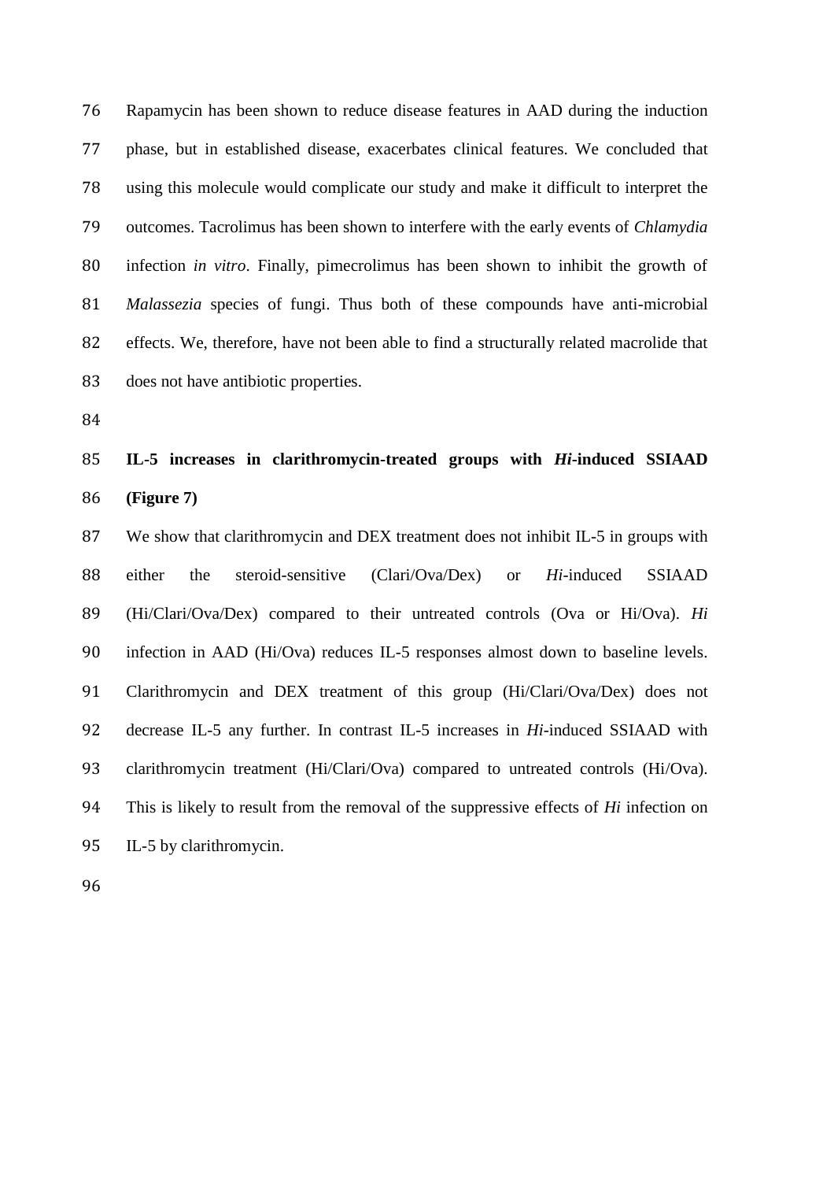Rapamycin has been shown to reduce disease features in AAD during the induction phase, but in established disease, exacerbates clinical features. We concluded that using this molecule would complicate our study and make it difficult to interpret the outcomes. Tacrolimus has been shown to interfere with the early events of *Chlamydia* infection *in vitro*. Finally, pimecrolimus has been shown to inhibit the growth of *Malassezia* species of fungi. Thus both of these compounds have anti-microbial effects. We, therefore, have not been able to find a structurally related macrolide that does not have antibiotic properties.

**IL-5 increases in clarithromycin-treated groups with *Hi*-induced SSIAAD (Figure 7)**

We show that clarithromycin and DEX treatment does not inhibit IL-5 in groups with either the steroid-sensitive (Clari/Ova/Dex) or *Hi*-induced SSIAAD (Hi/Clari/Ova/Dex) compared to their untreated controls (Ova or Hi/Ova). *Hi* infection in AAD (Hi/Ova) reduces IL-5 responses almost down to baseline levels. Clarithromycin and DEX treatment of this group (Hi/Clari/Ova/Dex) does not decrease IL-5 any further. In contrast IL-5 increases in *Hi*-induced SSIAAD with clarithromycin treatment (Hi/Clari/Ova) compared to untreated controls (Hi/Ova). This is likely to result from the removal of the suppressive effects of *Hi* infection on IL-5 by clarithromycin.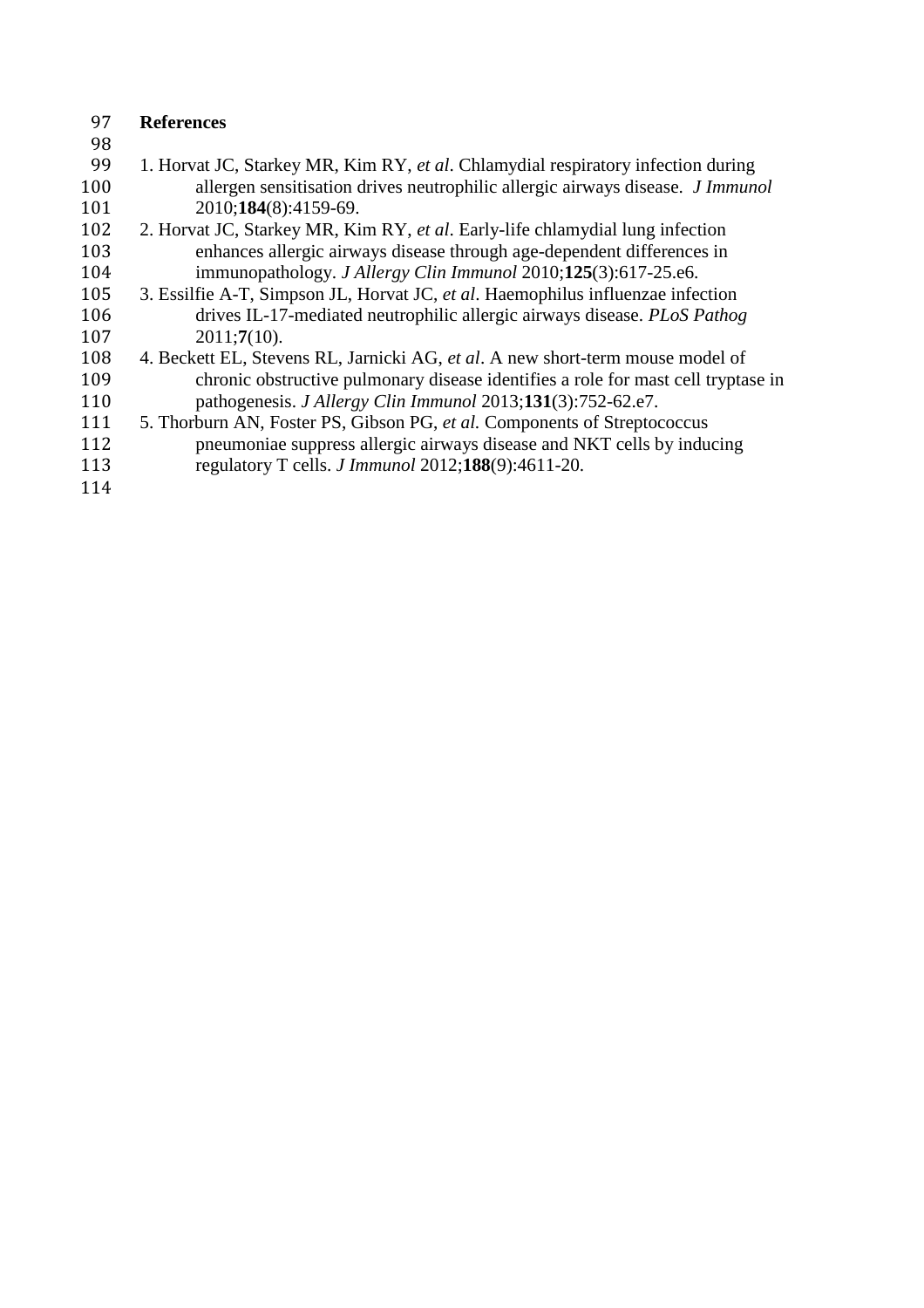## References

1. Horvat JC, Starkey MR, Kim RY, *et al*. Chlamydial respiratory infection during allergen sensitisation drives neutrophilic allergic airways disease. *J Immunol* 2010;**184**(8):4159-69.
2. Horvat JC, Starkey MR, Kim RY, *et al*. Early-life chlamydial lung infection enhances allergic airways disease through age-dependent differences in immunopathology. *J Allergy Clin Immunol* 2010;**125**(3):617-25.e6.
3. Essilfie A-T, Simpson JL, Horvat JC, *et al*. Haemophilus influenzae infection drives IL-17-mediated neutrophilic allergic airways disease. *PLoS Pathog* 2011;**7**(10).
4. Beckett EL, Stevens RL, Jarnicki AG, *et al*. A new short-term mouse model of chronic obstructive pulmonary disease identifies a role for mast cell tryptase in pathogenesis. *J Allergy Clin Immunol* 2013;**131**(3):752-62.e7.
5. Thorburn AN, Foster PS, Gibson PG, *et al.* Components of Streptococcus pneumoniae suppress allergic airways disease and NKT cells by inducing regulatory T cells. *J Immunol* 2012;**188**(9):4611-20.